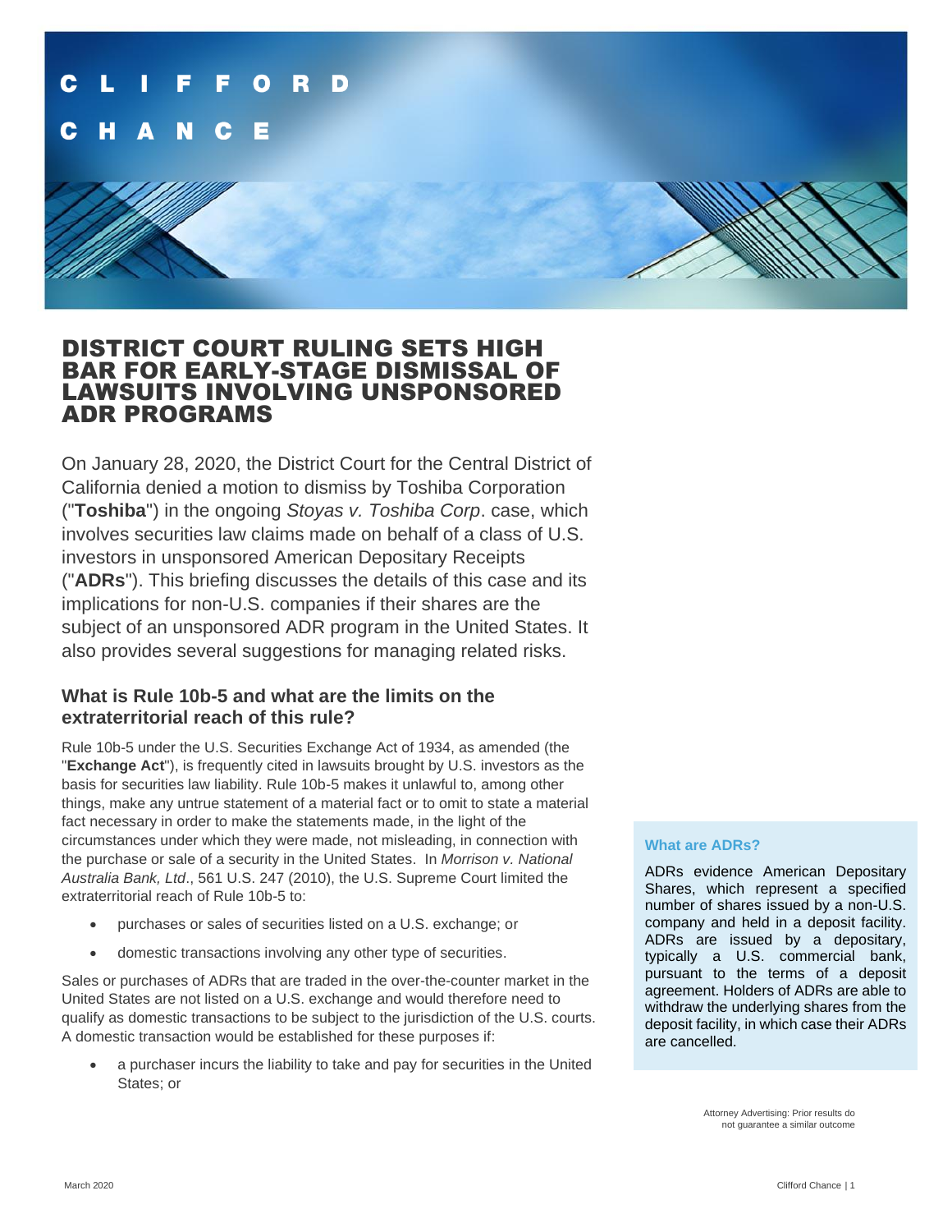CLIFFORD CHANCE

# DISTRICT COURT RULING SETS HIGH BAR FOR EARLY-STAGE DISMISSAL OF LAWSUITS INVOLVING UNSPONSORED ADR PROGRAMS

On January 28, 2020, the District Court for the Central District of California denied a motion to dismiss by Toshiba Corporation ("**Toshiba**") in the ongoing *Stoyas v. Toshiba Corp*. case, which involves securities law claims made on behalf of a class of U.S. investors in unsponsored American Depositary Receipts ("**ADRs**"). This briefing discusses the details of this case and its implications for non-U.S. companies if their shares are the subject of an unsponsored ADR program in the United States. It also provides several suggestions for managing related risks.

## What is Rule 10b-5 and what are the limits on the extraterritorial reach of this rule?

Rule 10b-5 under the U.S. Securities Exchange Act of 1934, as amended (the "**Exchange Act**"), is frequently cited in lawsuits brought by U.S. investors as the basis for securities law liability. Rule 10b-5 makes it unlawful to, among other things, make any untrue statement of a material fact or to omit to state a material fact necessary in order to make the statements made, in the light of the circumstances under which they were made, not misleading, in connection with the purchase or sale of a security in the United States. In *Morrison v. National Australia Bank, Ltd*., 561 U.S. 247 (2010), the U.S. Supreme Court limited the extraterritorial reach of Rule 10b-5 to:

- purchases or sales of securities listed on a U.S. exchange; or
- domestic transactions involving any other type of securities.

Sales or purchases of ADRs that are traded in the over-the-counter market in the United States are not listed on a U.S. exchange and would therefore need to qualify as domestic transactions to be subject to the jurisdiction of the U.S. courts. A domestic transaction would be established for these purposes if:

- a purchaser incurs the liability to take and pay for securities in the United States; or

### What are ADRs?

ADRs evidence American Depositary Shares, which represent a specified number of shares issued by a non-U.S. company and held in a deposit facility. ADRs are issued by a depositary, typically a U.S. commercial bank, pursuant to the terms of a deposit agreement. Holders of ADRs are able to withdraw the underlying shares from the deposit facility, in which case their ADRs are cancelled.

Attorney Advertising: Prior results do not guarantee a similar outcome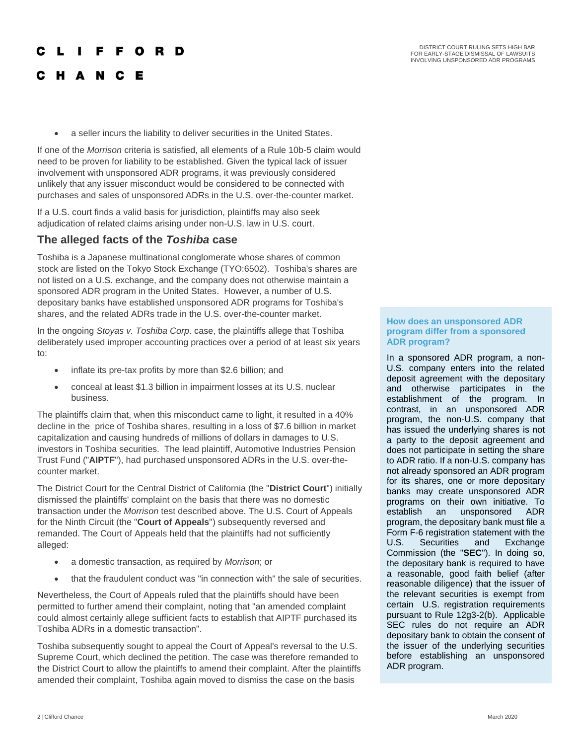- a seller incurs the liability to deliver securities in the United States.

If one of the *Morrison* criteria is satisfied, all elements of a Rule 10b-5 claim would need to be proven for liability to be established. Given the typical lack of issuer involvement with unsponsored ADR programs, it was previously considered unlikely that any issuer misconduct would be considered to be connected with purchases and sales of unsponsored ADRs in the U.S. over-the-counter market.

If a U.S. court finds a valid basis for jurisdiction, plaintiffs may also seek adjudication of related claims arising under non-U.S. law in U.S. court.

## The alleged facts of the *Toshiba* case

Toshiba is a Japanese multinational conglomerate whose shares of common stock are listed on the Tokyo Stock Exchange (TYO:6502). Toshiba's shares are not listed on a U.S. exchange, and the company does not otherwise maintain a sponsored ADR program in the United States. However, a number of U.S. depositary banks have established unsponsored ADR programs for Toshiba's shares, and the related ADRs trade in the U.S. over-the-counter market.

In the ongoing *Stoyas v. Toshiba Corp*. case, the plaintiffs allege that Toshiba deliberately used improper accounting practices over a period of at least six years to:

- inflate its pre-tax profits by more than $2.6 billion; and
- conceal at least $1.3 billion in impairment losses at its U.S. nuclear business.

The plaintiffs claim that, when this misconduct came to light, it resulted in a 40% decline in the price of Toshiba shares, resulting in a loss of $7.6 billion in market capitalization and causing hundreds of millions of dollars in damages to U.S. investors in Toshiba securities. The lead plaintiff, Automotive Industries Pension Trust Fund ("**AIPTF**"), had purchased unsponsored ADRs in the U.S. over-the-counter market.

The District Court for the Central District of California (the "**District Court**") initially dismissed the plaintiffs' complaint on the basis that there was no domestic transaction under the *Morrison* test described above. The U.S. Court of Appeals for the Ninth Circuit (the "**Court of Appeals**") subsequently reversed and remanded. The Court of Appeals held that the plaintiffs had not sufficiently alleged:

- a domestic transaction, as required by *Morrison*; or
- that the fraudulent conduct was "in connection with" the sale of securities.

Nevertheless, the Court of Appeals ruled that the plaintiffs should have been permitted to further amend their complaint, noting that "an amended complaint could almost certainly allege sufficient facts to establish that AIPTF purchased its Toshiba ADRs in a domestic transaction".

Toshiba subsequently sought to appeal the Court of Appeal's reversal to the U.S. Supreme Court, which declined the petition. The case was therefore remanded to the District Court to allow the plaintiffs to amend their complaint. After the plaintiffs amended their complaint, Toshiba again moved to dismiss the case on the basis

### How does an unsponsored ADR program differ from a sponsored ADR program?

In a sponsored ADR program, a non-U.S. company enters into the related deposit agreement with the depositary and otherwise participates in the establishment of the program. In contrast, in an unsponsored ADR program, the non-U.S. company that has issued the underlying shares is not a party to the deposit agreement and does not participate in setting the share to ADR ratio. If a non-U.S. company has not already sponsored an ADR program for its shares, one or more depositary banks may create unsponsored ADR programs on their own initiative. To establish an unsponsored ADR program, the depositary bank must file a Form F-6 registration statement with the U.S. Securities and Exchange Commission (the "**SEC**"). In doing so, the depositary bank is required to have a reasonable, good faith belief (after reasonable diligence) that the issuer of the relevant securities is exempt from certain U.S. registration requirements pursuant to Rule 12g3-2(b). Applicable SEC rules do not require an ADR depositary bank to obtain the consent of the issuer of the underlying securities before establishing an unsponsored ADR program.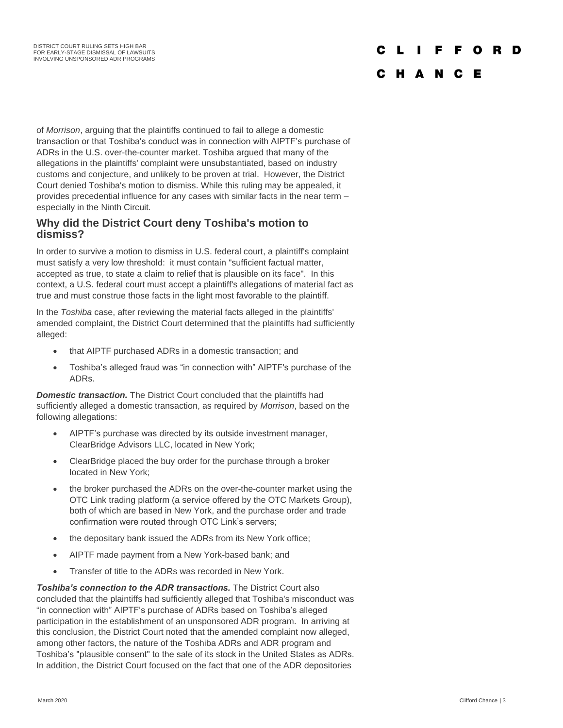of *Morrison*, arguing that the plaintiffs continued to fail to allege a domestic transaction or that Toshiba's conduct was in connection with AIPTF's purchase of ADRs in the U.S. over-the-counter market. Toshiba argued that many of the allegations in the plaintiffs' complaint were unsubstantiated, based on industry customs and conjecture, and unlikely to be proven at trial. However, the District Court denied Toshiba's motion to dismiss. While this ruling may be appealed, it provides precedential influence for any cases with similar facts in the near term – especially in the Ninth Circuit.

## Why did the District Court deny Toshiba's motion to dismiss?

In order to survive a motion to dismiss in U.S. federal court, a plaintiff's complaint must satisfy a very low threshold: it must contain "sufficient factual matter, accepted as true, to state a claim to relief that is plausible on its face". In this context, a U.S. federal court must accept a plaintiff's allegations of material fact as true and must construe those facts in the light most favorable to the plaintiff.

In the *Toshiba* case, after reviewing the material facts alleged in the plaintiffs' amended complaint, the District Court determined that the plaintiffs had sufficiently alleged:

- that AIPTF purchased ADRs in a domestic transaction; and
- Toshiba's alleged fraud was "in connection with" AIPTF's purchase of the ADRs.

***Domestic transaction.*** The District Court concluded that the plaintiffs had sufficiently alleged a domestic transaction, as required by *Morrison*, based on the following allegations:

- AIPTF's purchase was directed by its outside investment manager, ClearBridge Advisors LLC, located in New York;
- ClearBridge placed the buy order for the purchase through a broker located in New York;
- the broker purchased the ADRs on the over-the-counter market using the OTC Link trading platform (a service offered by the OTC Markets Group), both of which are based in New York, and the purchase order and trade confirmation were routed through OTC Link's servers;
- the depositary bank issued the ADRs from its New York office;
- AIPTF made payment from a New York-based bank; and
- Transfer of title to the ADRs was recorded in New York.

***Toshiba's connection to the ADR transactions.*** The District Court also concluded that the plaintiffs had sufficiently alleged that Toshiba's misconduct was "in connection with" AIPTF's purchase of ADRs based on Toshiba's alleged participation in the establishment of an unsponsored ADR program. In arriving at this conclusion, the District Court noted that the amended complaint now alleged, among other factors, the nature of the Toshiba ADRs and ADR program and Toshiba's "plausible consent" to the sale of its stock in the United States as ADRs. In addition, the District Court focused on the fact that one of the ADR depositories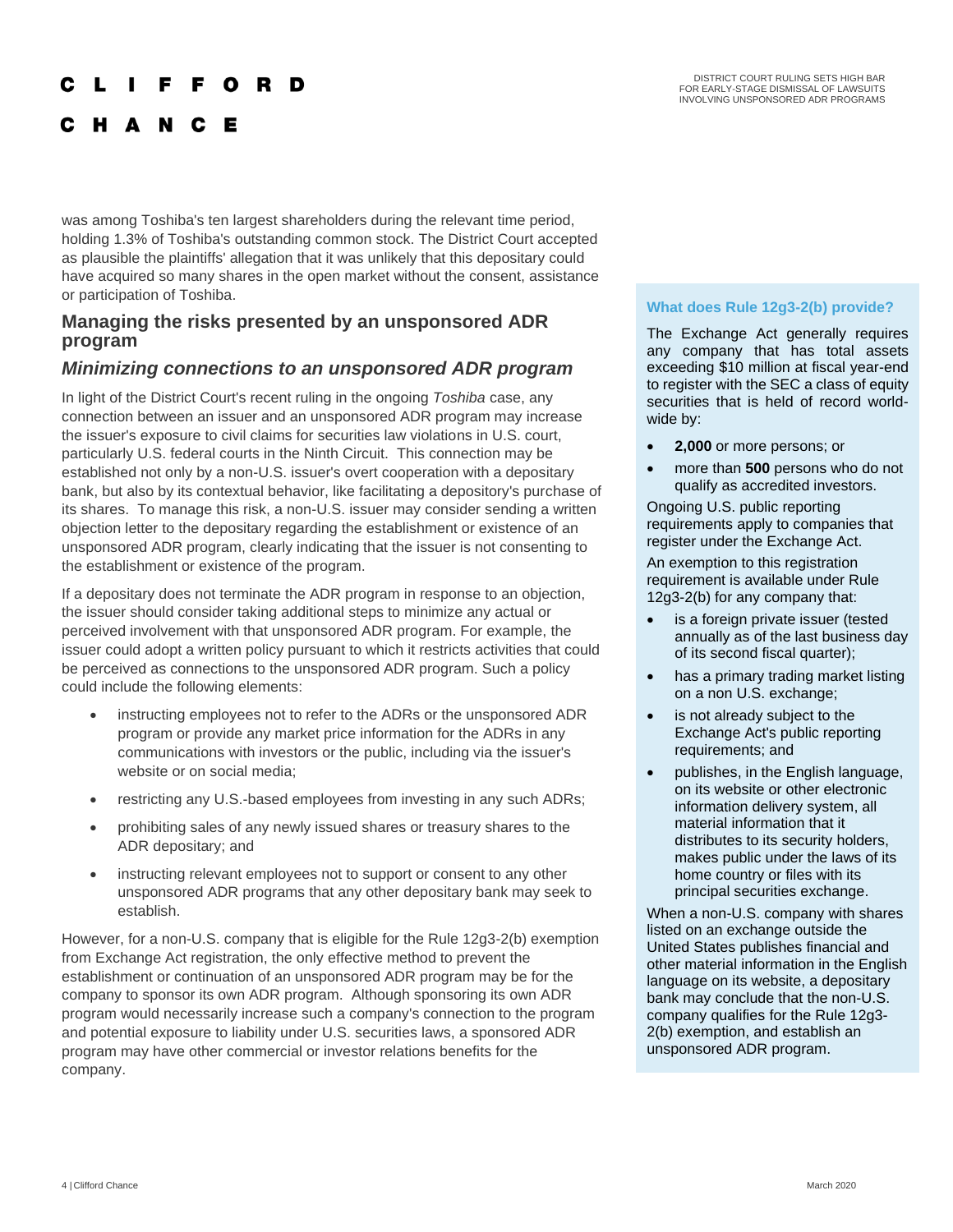was among Toshiba's ten largest shareholders during the relevant time period, holding 1.3% of Toshiba's outstanding common stock. The District Court accepted as plausible the plaintiffs' allegation that it was unlikely that this depositary could have acquired so many shares in the open market without the consent, assistance or participation of Toshiba.

## Managing the risks presented by an unsponsored ADR program

### *Minimizing connections to an unsponsored ADR program*

In light of the District Court's recent ruling in the ongoing *Toshiba* case, any connection between an issuer and an unsponsored ADR program may increase the issuer's exposure to civil claims for securities law violations in U.S. court, particularly U.S. federal courts in the Ninth Circuit. This connection may be established not only by a non-U.S. issuer's overt cooperation with a depositary bank, but also by its contextual behavior, like facilitating a depository's purchase of its shares. To manage this risk, a non-U.S. issuer may consider sending a written objection letter to the depositary regarding the establishment or existence of an unsponsored ADR program, clearly indicating that the issuer is not consenting to the establishment or existence of the program.

If a depositary does not terminate the ADR program in response to an objection, the issuer should consider taking additional steps to minimize any actual or perceived involvement with that unsponsored ADR program. For example, the issuer could adopt a written policy pursuant to which it restricts activities that could be perceived as connections to the unsponsored ADR program. Such a policy could include the following elements:

- instructing employees not to refer to the ADRs or the unsponsored ADR program or provide any market price information for the ADRs in any communications with investors or the public, including via the issuer's website or on social media;
- restricting any U.S.-based employees from investing in any such ADRs;
- prohibiting sales of any newly issued shares or treasury shares to the ADR depositary; and
- instructing relevant employees not to support or consent to any other unsponsored ADR programs that any other depositary bank may seek to establish.

However, for a non-U.S. company that is eligible for the Rule 12g3-2(b) exemption from Exchange Act registration, the only effective method to prevent the establishment or continuation of an unsponsored ADR program may be for the company to sponsor its own ADR program. Although sponsoring its own ADR program would necessarily increase such a company's connection to the program and potential exposure to liability under U.S. securities laws, a sponsored ADR program may have other commercial or investor relations benefits for the company.

**What does Rule 12g3-2(b) provide?**

The Exchange Act generally requires any company that has total assets exceeding $10 million at fiscal year-end to register with the SEC a class of equity securities that is held of record world-wide by:

- **2,000** or more persons; or
- more than **500** persons who do not qualify as accredited investors.

Ongoing U.S. public reporting requirements apply to companies that register under the Exchange Act.

An exemption to this registration requirement is available under Rule 12g3-2(b) for any company that:

- is a foreign private issuer (tested annually as of the last business day of its second fiscal quarter);
- has a primary trading market listing on a non U.S. exchange;
- is not already subject to the Exchange Act's public reporting requirements; and
- publishes, in the English language, on its website or other electronic information delivery system, all material information that it distributes to its security holders, makes public under the laws of its home country or files with its principal securities exchange.

When a non-U.S. company with shares listed on an exchange outside the United States publishes financial and other material information in the English language on its website, a depositary bank may conclude that the non-U.S. company qualifies for the Rule 12g3-2(b) exemption, and establish an unsponsored ADR program.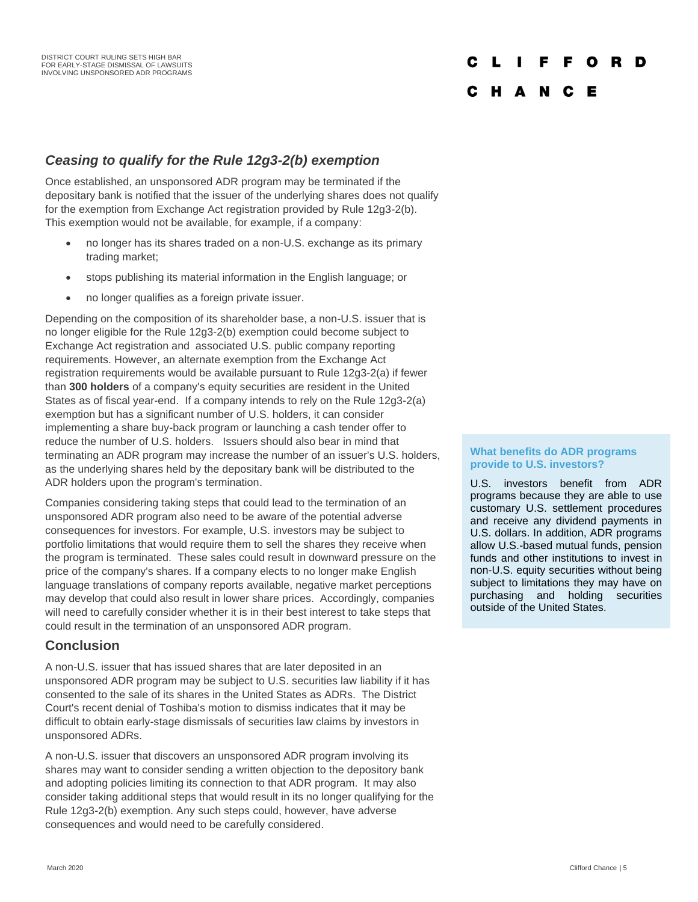### *Ceasing to qualify for the Rule 12g3-2(b) exemption*

Once established, an unsponsored ADR program may be terminated if the depositary bank is notified that the issuer of the underlying shares does not qualify for the exemption from Exchange Act registration provided by Rule 12g3-2(b). This exemption would not be available, for example, if a company:

- no longer has its shares traded on a non-U.S. exchange as its primary trading market;
- stops publishing its material information in the English language; or
- no longer qualifies as a foreign private issuer.

Depending on the composition of its shareholder base, a non-U.S. issuer that is no longer eligible for the Rule 12g3-2(b) exemption could become subject to Exchange Act registration and associated U.S. public company reporting requirements. However, an alternate exemption from the Exchange Act registration requirements would be available pursuant to Rule 12g3-2(a) if fewer than **300 holders** of a company's equity securities are resident in the United States as of fiscal year-end. If a company intends to rely on the Rule 12g3-2(a) exemption but has a significant number of U.S. holders, it can consider implementing a share buy-back program or launching a cash tender offer to reduce the number of U.S. holders. Issuers should also bear in mind that terminating an ADR program may increase the number of an issuer's U.S. holders, as the underlying shares held by the depositary bank will be distributed to the ADR holders upon the program's termination.

Companies considering taking steps that could lead to the termination of an unsponsored ADR program also need to be aware of the potential adverse consequences for investors. For example, U.S. investors may be subject to portfolio limitations that would require them to sell the shares they receive when the program is terminated. These sales could result in downward pressure on the price of the company's shares. If a company elects to no longer make English language translations of company reports available, negative market perceptions may develop that could also result in lower share prices. Accordingly, companies will need to carefully consider whether it is in their best interest to take steps that could result in the termination of an unsponsored ADR program.

**What benefits do ADR programs provide to U.S. investors?**

U.S. investors benefit from ADR programs because they are able to use customary U.S. settlement procedures and receive any dividend payments in U.S. dollars. In addition, ADR programs allow U.S.-based mutual funds, pension funds and other institutions to invest in non-U.S. equity securities without being subject to limitations they may have on purchasing and holding securities outside of the United States.

## Conclusion

A non-U.S. issuer that has issued shares that are later deposited in an unsponsored ADR program may be subject to U.S. securities law liability if it has consented to the sale of its shares in the United States as ADRs. The District Court's recent denial of Toshiba's motion to dismiss indicates that it may be difficult to obtain early-stage dismissals of securities law claims by investors in unsponsored ADRs.

A non-U.S. issuer that discovers an unsponsored ADR program involving its shares may want to consider sending a written objection to the depository bank and adopting policies limiting its connection to that ADR program. It may also consider taking additional steps that would result in its no longer qualifying for the Rule 12g3-2(b) exemption. Any such steps could, however, have adverse consequences and would need to be carefully considered.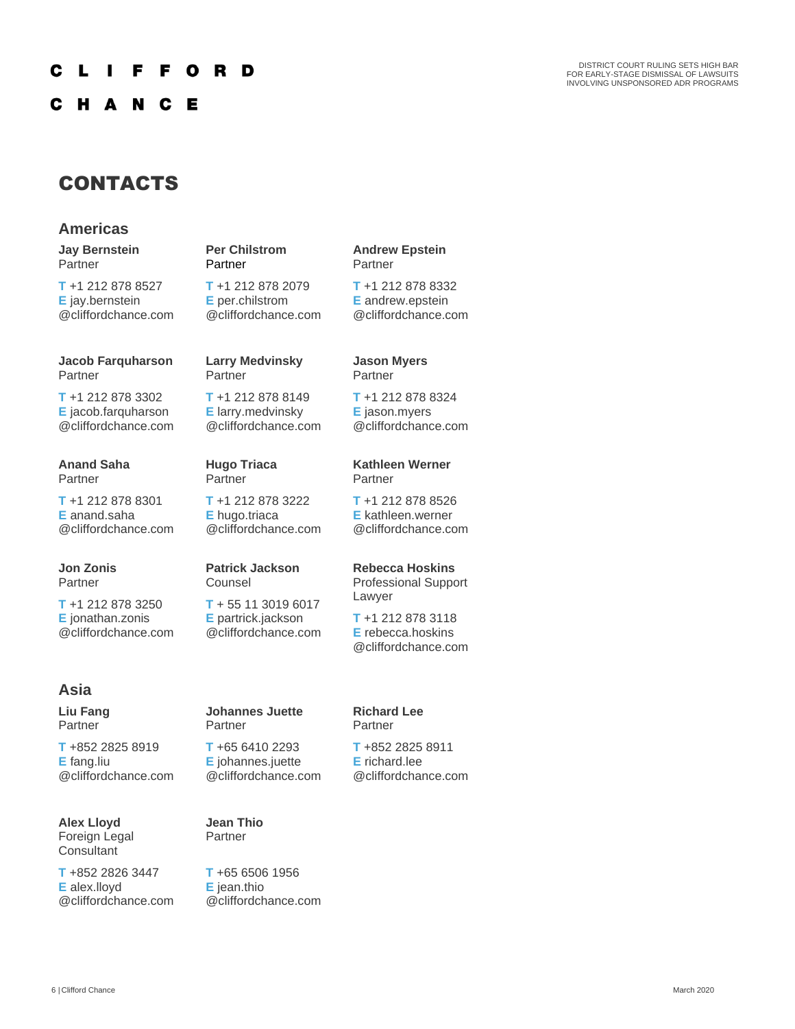# CONTACTS

## Americas

**Jay Bernstein**
Partner

**T** +1 212 878 8527
**E** jay.bernstein@cliffordchance.com

**Per Chilstrom**
Partner

**T** +1 212 878 2079
**E** per.chilstrom@cliffordchance.com

**Andrew Epstein**
Partner

**T** +1 212 878 8332
**E** andrew.epstein@cliffordchance.com

**Jacob Farquharson**
Partner

**T** +1 212 878 3302
**E** jacob.farquharson@cliffordchance.com

**Larry Medvinsky**
Partner

**T** +1 212 878 8149
**E** larry.medvinsky@cliffordchance.com

**Jason Myers**
Partner

**T** +1 212 878 8324
**E** jason.myers@cliffordchance.com

**Anand Saha**
Partner

**T** +1 212 878 8301
**E** anand.saha@cliffordchance.com

**Hugo Triaca**
Partner

**T** +1 212 878 3222
**E** hugo.triaca@cliffordchance.com

**Kathleen Werner**
Partner

**T** +1 212 878 8526
**E** kathleen.werner@cliffordchance.com

**Jon Zonis**
Partner

**T** +1 212 878 3250
**E** jonathan.zonis@cliffordchance.com

**Patrick Jackson**
Counsel

**T** + 55 11 3019 6017
**E** partrick.jackson@cliffordchance.com

**Rebecca Hoskins**
Professional Support Lawyer

**T** +1 212 878 3118
**E** rebecca.hoskins@cliffordchance.com

## Asia

**Liu Fang**
Partner

**T** +852 2825 8919
**E** fang.liu@cliffordchance.com

**Johannes Juette**
Partner

**T** +65 6410 2293
**E** johannes.juette@cliffordchance.com

**Richard Lee**
Partner

**T** +852 2825 8911
**E** richard.lee@cliffordchance.com

**Alex Lloyd**
Foreign Legal Consultant

**T** +852 2826 3447
**E** alex.lloyd@cliffordchance.com

**Jean Thio**
Partner

**T** +65 6506 1956
**E** jean.thio@cliffordchance.com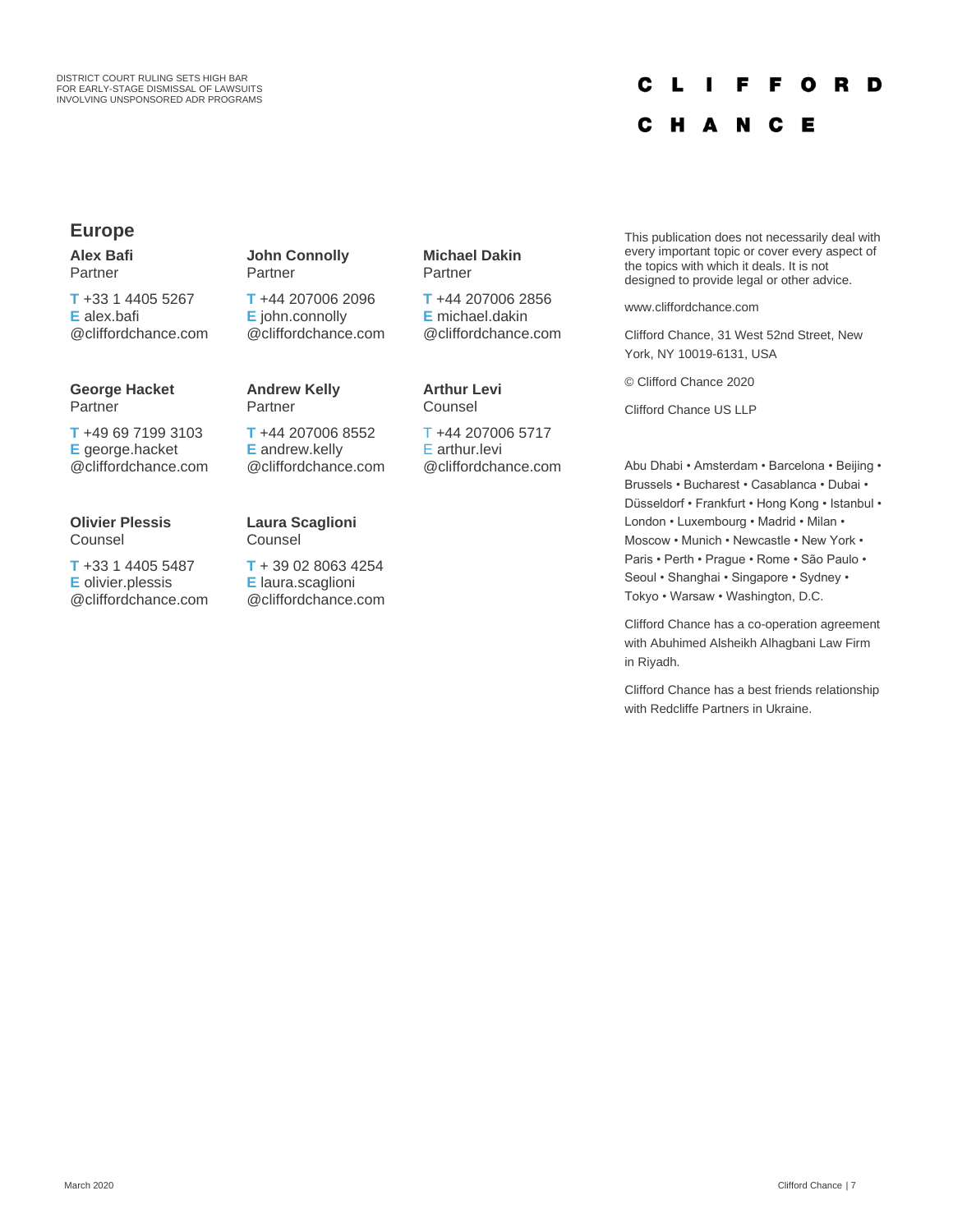## Europe

**Alex Bafi**
Partner

**T** +33 1 4405 5267
**E** alex.bafi
@cliffordchance.com

**John Connolly**
Partner

**T** +44 207006 2096
**E** john.connolly
@cliffordchance.com

**Michael Dakin**
Partner

**T** +44 207006 2856
**E** michael.dakin
@cliffordchance.com

**George Hacket**
Partner

**T** +49 69 7199 3103
**E** george.hacket
@cliffordchance.com

**Andrew Kelly**
Partner

**T** +44 207006 8552
**E** andrew.kelly
@cliffordchance.com

**Arthur Levi**
Counsel

T +44 207006 5717
E arthur.levi
@cliffordchance.com

**Olivier Plessis**
Counsel

**T** +33 1 4405 5487
**E** olivier.plessis
@cliffordchance.com

**Laura Scaglioni**
Counsel

**T** + 39 02 8063 4254
**E** laura.scaglioni
@cliffordchance.com

This publication does not necessarily deal with every important topic or cover every aspect of the topics with which it deals. It is not designed to provide legal or other advice.

www.cliffordchance.com

Clifford Chance, 31 West 52nd Street, New York, NY 10019-6131, USA

© Clifford Chance 2020

Clifford Chance US LLP

Abu Dhabi • Amsterdam • Barcelona • Beijing • Brussels • Bucharest • Casablanca • Dubai • Düsseldorf • Frankfurt • Hong Kong • Istanbul • London • Luxembourg • Madrid • Milan • Moscow • Munich • Newcastle • New York • Paris • Perth • Prague • Rome • São Paulo • Seoul • Shanghai • Singapore • Sydney • Tokyo • Warsaw • Washington, D.C.

Clifford Chance has a co-operation agreement with Abuhimed Alsheikh Alhagbani Law Firm in Riyadh.

Clifford Chance has a best friends relationship with Redcliffe Partners in Ukraine.